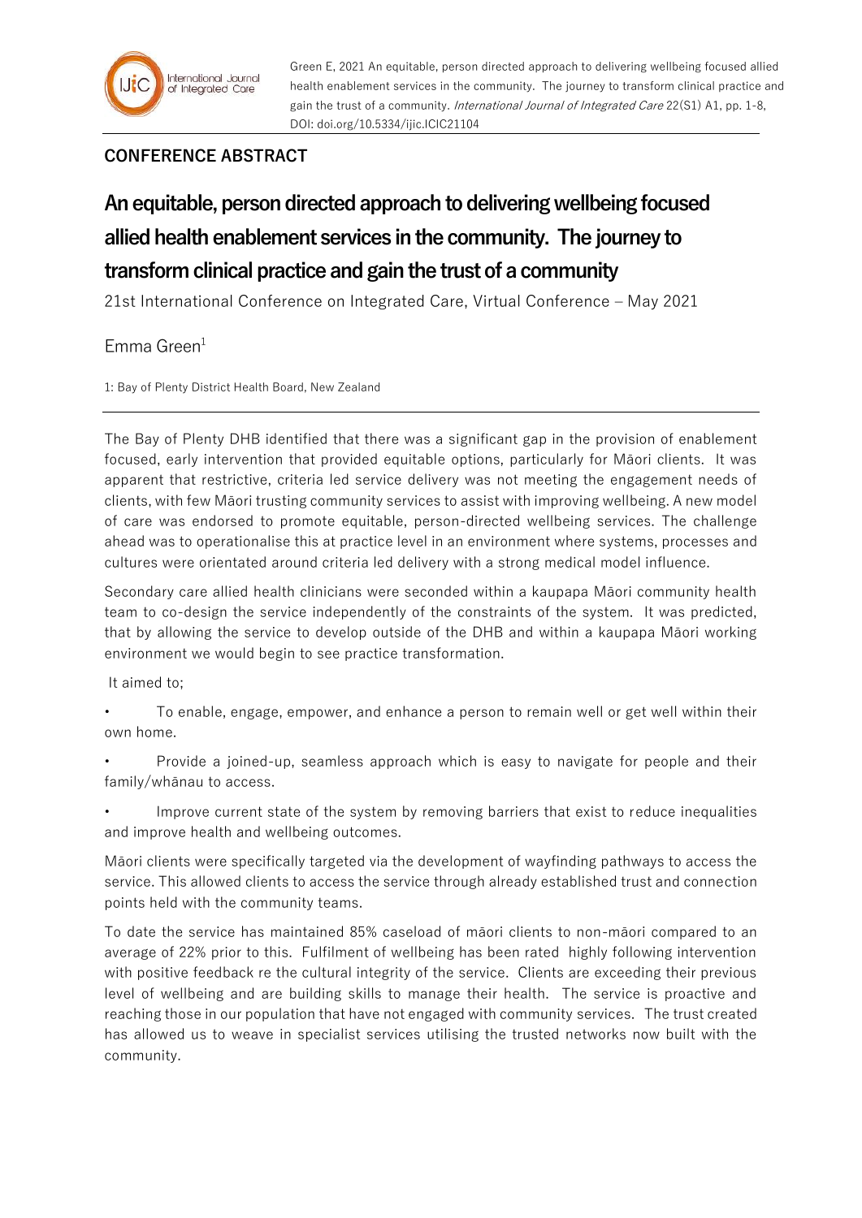Green E, 2021 An equitable, person directed approach to delivering wellbeing focused allied health enablement services in the community. The journey to transform clinical practice and gain the trust of a community. *International Journal of Integrated Care* 22(S1) A1, pp. 1-8, DOI: doi.org/10.5334/ijic.ICIC21104

**CONFERENCE ABSTRACT**

# An equitable, person directed approach to delivering wellbeing focused allied health enablement services in the community. The journey to transform clinical practice and gain the trust of a community

21st International Conference on Integrated Care, Virtual Conference – May 2021

Emma Green[1]

1: Bay of Plenty District Health Board, New Zealand

The Bay of Plenty DHB identified that there was a significant gap in the provision of enablement focused, early intervention that provided equitable options, particularly for Māori clients. It was apparent that restrictive, criteria led service delivery was not meeting the engagement needs of clients, with few Māori trusting community services to assist with improving wellbeing. A new model of care was endorsed to promote equitable, person-directed wellbeing services. The challenge ahead was to operationalise this at practice level in an environment where systems, processes and cultures were orientated around criteria led delivery with a strong medical model influence.

Secondary care allied health clinicians were seconded within a kaupapa Māori community health team to co-design the service independently of the constraints of the system. It was predicted, that by allowing the service to develop outside of the DHB and within a kaupapa Māori working environment we would begin to see practice transformation.

It aimed to;

- To enable, engage, empower, and enhance a person to remain well or get well within their own home.
- Provide a joined-up, seamless approach which is easy to navigate for people and their family/whānau to access.
- Improve current state of the system by removing barriers that exist to reduce inequalities and improve health and wellbeing outcomes.

Māori clients were specifically targeted via the development of wayfinding pathways to access the service. This allowed clients to access the service through already established trust and connection points held with the community teams.

To date the service has maintained 85% caseload of māori clients to non-māori compared to an average of 22% prior to this. Fulfilment of wellbeing has been rated highly following intervention with positive feedback re the cultural integrity of the service. Clients are exceeding their previous level of wellbeing and are building skills to manage their health. The service is proactive and reaching those in our population that have not engaged with community services. The trust created has allowed us to weave in specialist services utilising the trusted networks now built with the community.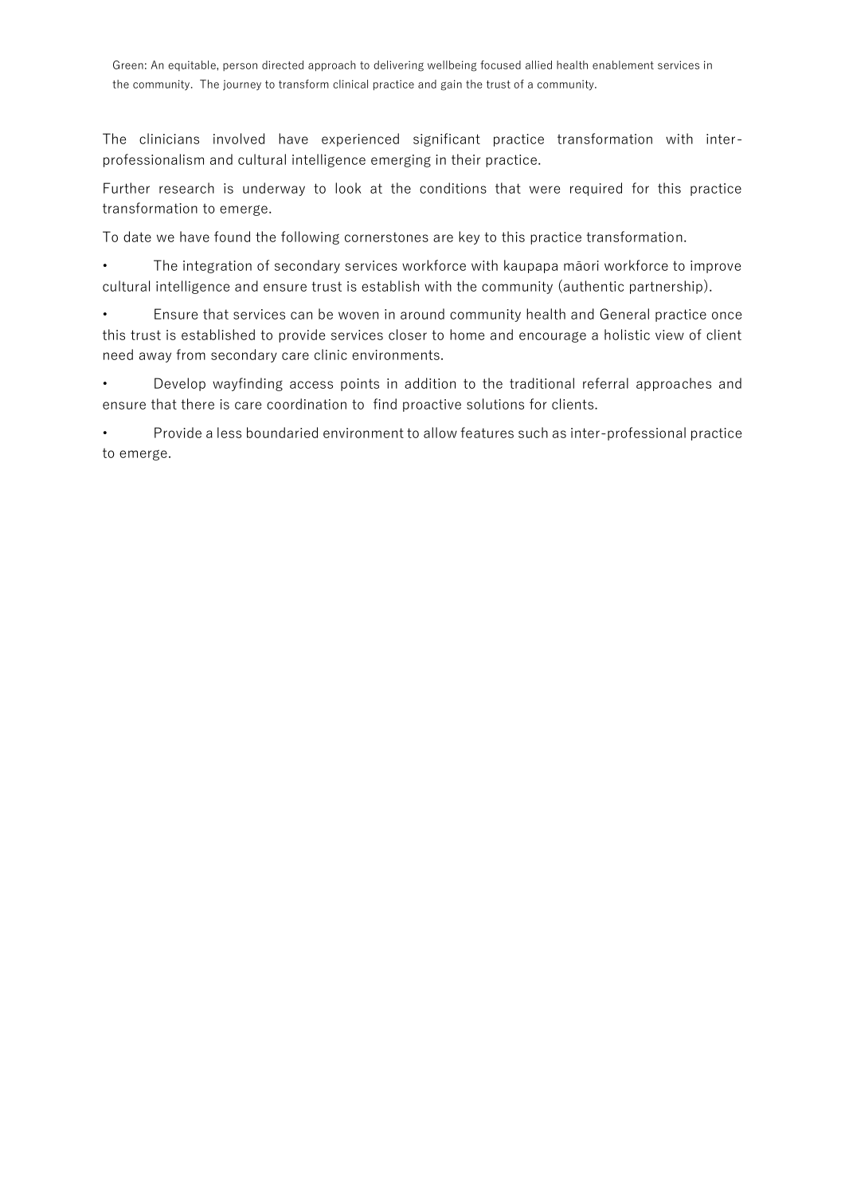The clinicians involved have experienced significant practice transformation with inter-professionalism and cultural intelligence emerging in their practice.

Further research is underway to look at the conditions that were required for this practice transformation to emerge.

To date we have found the following cornerstones are key to this practice transformation.

- The integration of secondary services workforce with kaupapa māori workforce to improve cultural intelligence and ensure trust is establish with the community (authentic partnership).
- Ensure that services can be woven in around community health and General practice once this trust is established to provide services closer to home and encourage a holistic view of client need away from secondary care clinic environments.
- Develop wayfinding access points in addition to the traditional referral approaches and ensure that there is care coordination to find proactive solutions for clients.
- Provide a less boundaried environment to allow features such as inter-professional practice to emerge.